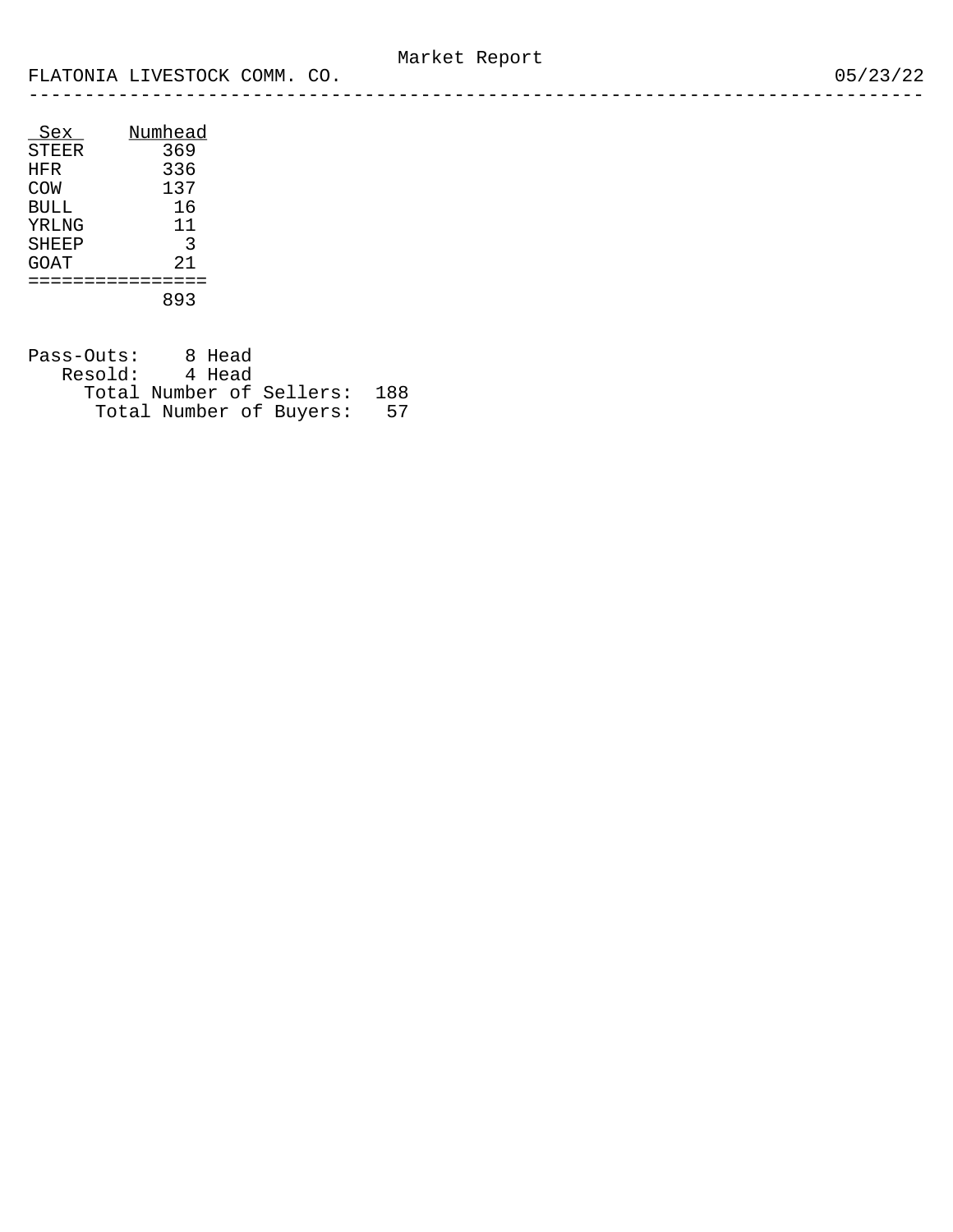# Market Report

FLATONIA LIVESTOCK COMM. CO. 05/23/22

| Sex | Numhead |
|---|---|
| STEER | 369 |
| HFR | 336 |
| COW | 137 |
| BULL | 16 |
| YRLNG | 11 |
| SHEEP | 3 |
| GOAT | 21 |
| | 893 |

Pass-Outs: 8 Head
Resold: 4 Head
Total Number of Sellers: 188
Total Number of Buyers: 57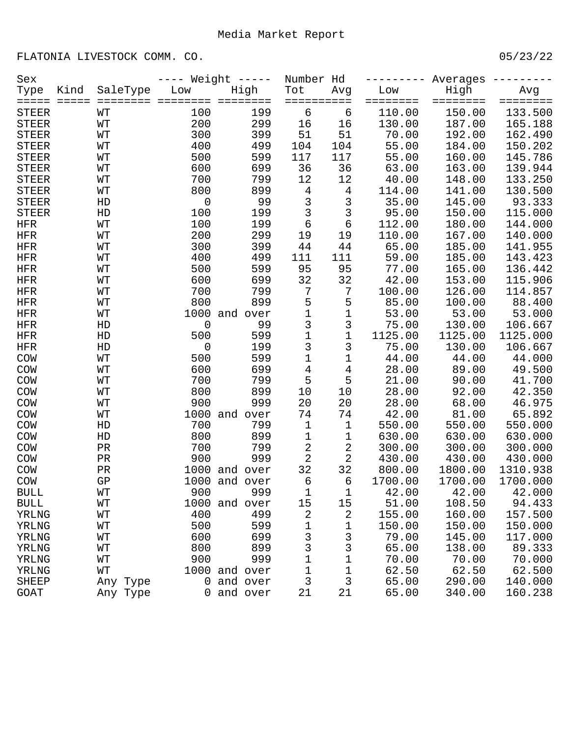Media Market Report

FLATONIA LIVESTOCK COMM. CO. 05/23/22

| Sex Type | Kind | SaleType | Weight Low | Weight High | Number Hd Tot | Number Hd Avg | Averages Low | Averages High | Averages Avg |
|---|---|---|---|---|---|---|---|---|---|
| STEER | | WT | 100 | 199 | 6 | 6 | 110.00 | 150.00 | 133.500 |
| STEER | | WT | 200 | 299 | 16 | 16 | 130.00 | 187.00 | 165.188 |
| STEER | | WT | 300 | 399 | 51 | 51 | 70.00 | 192.00 | 162.490 |
| STEER | | WT | 400 | 499 | 104 | 104 | 55.00 | 184.00 | 150.202 |
| STEER | | WT | 500 | 599 | 117 | 117 | 55.00 | 160.00 | 145.786 |
| STEER | | WT | 600 | 699 | 36 | 36 | 63.00 | 163.00 | 139.944 |
| STEER | | WT | 700 | 799 | 12 | 12 | 40.00 | 148.00 | 133.250 |
| STEER | | WT | 800 | 899 | 4 | 4 | 114.00 | 141.00 | 130.500 |
| STEER | | HD | 0 | 99 | 3 | 3 | 35.00 | 145.00 | 93.333 |
| STEER | | HD | 100 | 199 | 3 | 3 | 95.00 | 150.00 | 115.000 |
| HFR | | WT | 100 | 199 | 6 | 6 | 112.00 | 180.00 | 144.000 |
| HFR | | WT | 200 | 299 | 19 | 19 | 110.00 | 167.00 | 140.000 |
| HFR | | WT | 300 | 399 | 44 | 44 | 65.00 | 185.00 | 141.955 |
| HFR | | WT | 400 | 499 | 111 | 111 | 59.00 | 185.00 | 143.423 |
| HFR | | WT | 500 | 599 | 95 | 95 | 77.00 | 165.00 | 136.442 |
| HFR | | WT | 600 | 699 | 32 | 32 | 42.00 | 153.00 | 115.906 |
| HFR | | WT | 700 | 799 | 7 | 7 | 100.00 | 126.00 | 114.857 |
| HFR | | WT | 800 | 899 | 5 | 5 | 85.00 | 100.00 | 88.400 |
| HFR | | WT | 1000 | and over | 1 | 1 | 53.00 | 53.00 | 53.000 |
| HFR | | HD | 0 | 99 | 3 | 3 | 75.00 | 130.00 | 106.667 |
| HFR | | HD | 500 | 599 | 1 | 1 | 1125.00 | 1125.00 | 1125.000 |
| HFR | | HD | 0 | 199 | 3 | 3 | 75.00 | 130.00 | 106.667 |
| COW | | WT | 500 | 599 | 1 | 1 | 44.00 | 44.00 | 44.000 |
| COW | | WT | 600 | 699 | 4 | 4 | 28.00 | 89.00 | 49.500 |
| COW | | WT | 700 | 799 | 5 | 5 | 21.00 | 90.00 | 41.700 |
| COW | | WT | 800 | 899 | 10 | 10 | 28.00 | 92.00 | 42.350 |
| COW | | WT | 900 | 999 | 20 | 20 | 28.00 | 68.00 | 46.975 |
| COW | | WT | 1000 | and over | 74 | 74 | 42.00 | 81.00 | 65.892 |
| COW | | HD | 700 | 799 | 1 | 1 | 550.00 | 550.00 | 550.000 |
| COW | | HD | 800 | 899 | 1 | 1 | 630.00 | 630.00 | 630.000 |
| COW | | PR | 700 | 799 | 2 | 2 | 300.00 | 300.00 | 300.000 |
| COW | | PR | 900 | 999 | 2 | 2 | 430.00 | 430.00 | 430.000 |
| COW | | PR | 1000 | and over | 32 | 32 | 800.00 | 1800.00 | 1310.938 |
| COW | | GP | 1000 | and over | 6 | 6 | 1700.00 | 1700.00 | 1700.000 |
| BULL | | WT | 900 | 999 | 1 | 1 | 42.00 | 42.00 | 42.000 |
| BULL | | WT | 1000 | and over | 15 | 15 | 51.00 | 108.50 | 94.433 |
| YRLNG | | WT | 400 | 499 | 2 | 2 | 155.00 | 160.00 | 157.500 |
| YRLNG | | WT | 500 | 599 | 1 | 1 | 150.00 | 150.00 | 150.000 |
| YRLNG | | WT | 600 | 699 | 3 | 3 | 79.00 | 145.00 | 117.000 |
| YRLNG | | WT | 800 | 899 | 3 | 3 | 65.00 | 138.00 | 89.333 |
| YRLNG | | WT | 900 | 999 | 1 | 1 | 70.00 | 70.00 | 70.000 |
| YRLNG | | WT | 1000 | and over | 1 | 1 | 62.50 | 62.50 | 62.500 |
| SHEEP | | Any Type | 0 | and over | 3 | 3 | 65.00 | 290.00 | 140.000 |
| GOAT | | Any Type | 0 | and over | 21 | 21 | 65.00 | 340.00 | 160.238 |